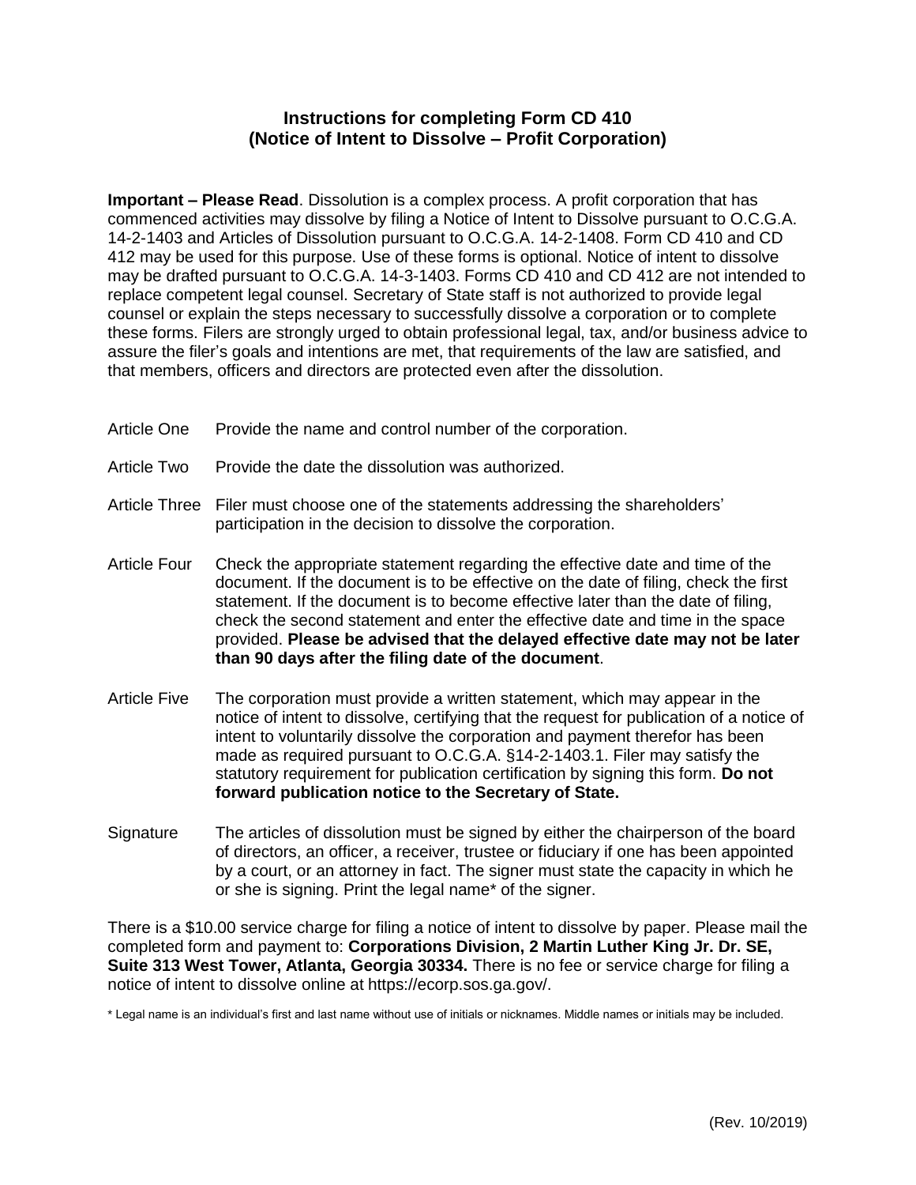# Instructions for completing Form CD 410
# (Notice of Intent to Dissolve – Profit Corporation)

**Important – Please Read**. Dissolution is a complex process. A profit corporation that has commenced activities may dissolve by filing a Notice of Intent to Dissolve pursuant to O.C.G.A. 14-2-1403 and Articles of Dissolution pursuant to O.C.G.A. 14-2-1408. Form CD 410 and CD 412 may be used for this purpose. Use of these forms is optional. Notice of intent to dissolve may be drafted pursuant to O.C.G.A. 14-3-1403. Forms CD 410 and CD 412 are not intended to replace competent legal counsel. Secretary of State staff is not authorized to provide legal counsel or explain the steps necessary to successfully dissolve a corporation or to complete these forms. Filers are strongly urged to obtain professional legal, tax, and/or business advice to assure the filer's goals and intentions are met, that requirements of the law are satisfied, and that members, officers and directors are protected even after the dissolution.

Article One Provide the name and control number of the corporation.

Article Two Provide the date the dissolution was authorized.

Article Three Filer must choose one of the statements addressing the shareholders' participation in the decision to dissolve the corporation.

Article Four Check the appropriate statement regarding the effective date and time of the document. If the document is to be effective on the date of filing, check the first statement. If the document is to become effective later than the date of filing, check the second statement and enter the effective date and time in the space provided. **Please be advised that the delayed effective date may not be later than 90 days after the filing date of the document**.

Article Five The corporation must provide a written statement, which may appear in the notice of intent to dissolve, certifying that the request for publication of a notice of intent to voluntarily dissolve the corporation and payment therefor has been made as required pursuant to O.C.G.A. §14-2-1403.1. Filer may satisfy the statutory requirement for publication certification by signing this form. **Do not forward publication notice to the Secretary of State.**

Signature The articles of dissolution must be signed by either the chairperson of the board of directors, an officer, a receiver, trustee or fiduciary if one has been appointed by a court, or an attorney in fact. The signer must state the capacity in which he or she is signing. Print the legal name* of the signer.

There is a $10.00 service charge for filing a notice of intent to dissolve by paper. Please mail the completed form and payment to: **Corporations Division, 2 Martin Luther King Jr. Dr. SE, Suite 313 West Tower, Atlanta, Georgia 30334.** There is no fee or service charge for filing a notice of intent to dissolve online at https://ecorp.sos.ga.gov/.

* Legal name is an individual's first and last name without use of initials or nicknames. Middle names or initials may be included.

(Rev. 10/2019)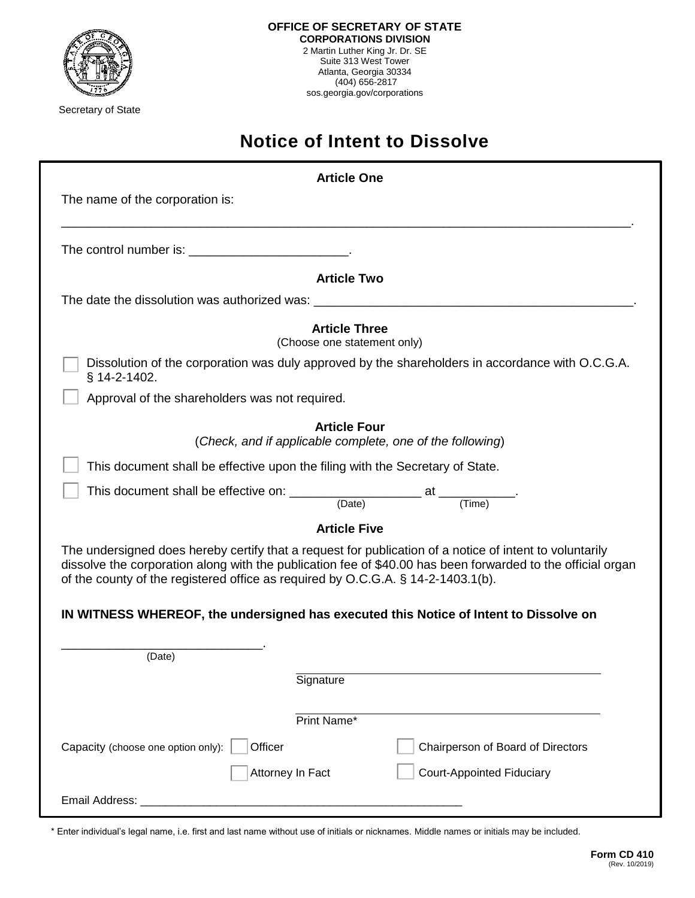**OFFICE OF SECRETARY OF STATE**
**CORPORATIONS DIVISION**
2 Martin Luther King Jr. Dr. SE
Suite 313 West Tower
Atlanta, Georgia 30334
(404) 656-2817
sos.georgia.gov/corporations

Secretary of State

# Notice of Intent to Dissolve

### Article One

The name of the corporation is:

______________________________________________________________________________.

The control number is: _______________________.

### Article Two

The date the dissolution was authorized was: ______________________________________________.

### Article Three

(Choose one statement only)

☐ Dissolution of the corporation was duly approved by the shareholders in accordance with O.C.G.A. § 14-2-1402.

☐ Approval of the shareholders was not required.

### Article Four

(*Check, and if applicable complete, one of the following*)

☐ This document shall be effective upon the filing with the Secretary of State.

☐ This document shall be effective on: ___________________ at ___________.
(Date) (Time)

### Article Five

The undersigned does hereby certify that a request for publication of a notice of intent to voluntarily dissolve the corporation along with the publication fee of $40.00 has been forwarded to the official organ of the county of the registered office as required by O.C.G.A. § 14-2-1403.1(b).

**IN WITNESS WHEREOF, the undersigned has executed this Notice of Intent to Dissolve on**

_____________________________.
(Date)

_____________________________________________
Signature

_____________________________________________
Print Name*

Capacity (choose one option only): ☐ Officer ☐ Chairperson of Board of Directors ☐ Attorney In Fact ☐ Court-Appointed Fiduciary

Email Address: ___________________________________________________

\* Enter individual's legal name, i.e. first and last name without use of initials or nicknames. Middle names or initials may be included.

**Form CD 410**
(Rev. 10/2019)